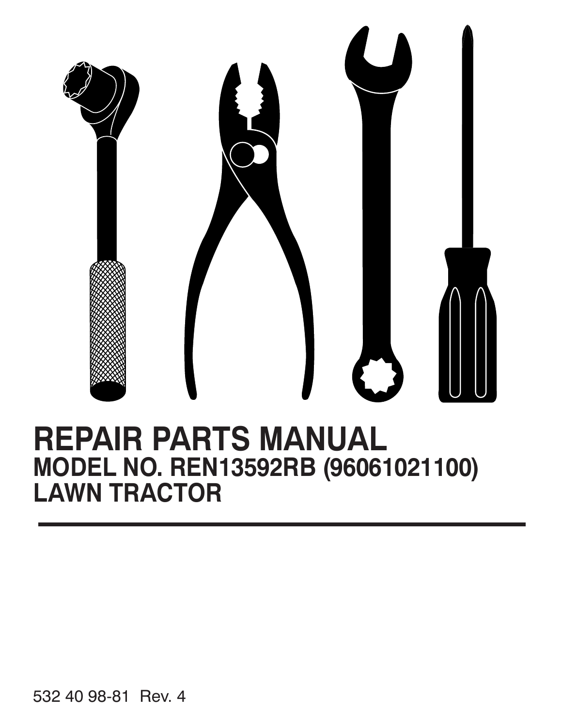# REPAIR PARTS MANUAL

## MODEL NO. REN13592RB (96061021100)

## LAWN TRACTOR

532 40 98-81 Rev. 4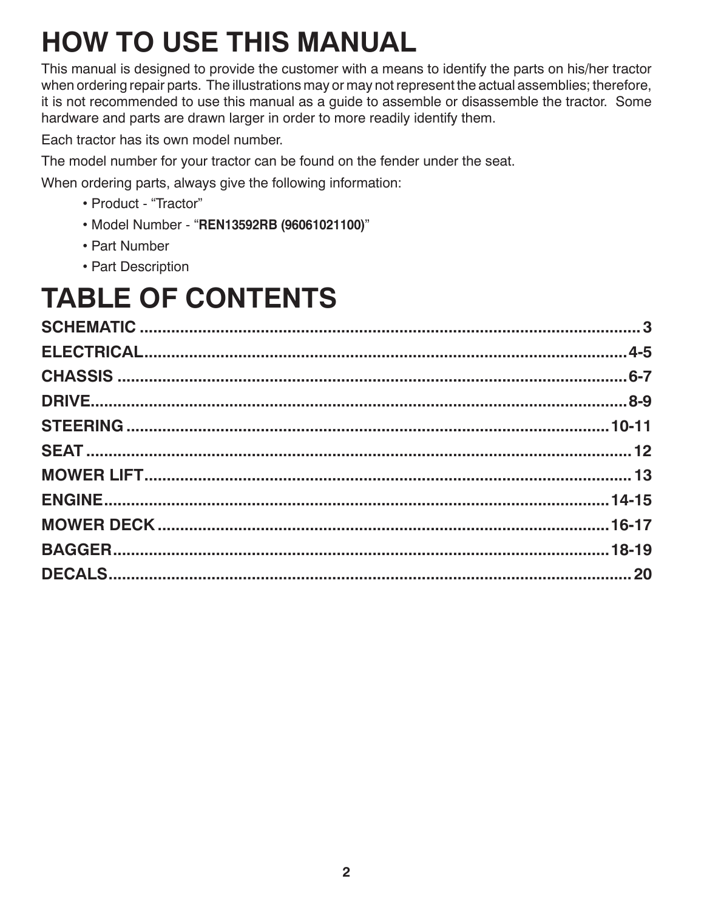# HOW TO USE THIS MANUAL

This manual is designed to provide the customer with a means to identify the parts on his/her tractor when ordering repair parts. The illustrations may or may not represent the actual assemblies; therefore, it is not recommended to use this manual as a guide to assemble or disassemble the tractor. Some hardware and parts are drawn larger in order to more readily identify them.

Each tractor has its own model number.

The model number for your tractor can be found on the fender under the seat.

When ordering parts, always give the following information:

- Product - "Tractor"
- Model Number - "**REN13592RB (96061021100)**"
- Part Number
- Part Description

# TABLE OF CONTENTS

| | |
|---|---|
| **SCHEMATIC** | **3** |
| **ELECTRICAL** | **4-5** |
| **CHASSIS** | **6-7** |
| **DRIVE** | **8-9** |
| **STEERING** | **10-11** |
| **SEAT** | **12** |
| **MOWER LIFT** | **13** |
| **ENGINE** | **14-15** |
| **MOWER DECK** | **16-17** |
| **BAGGER** | **18-19** |
| **DECALS** | **20** |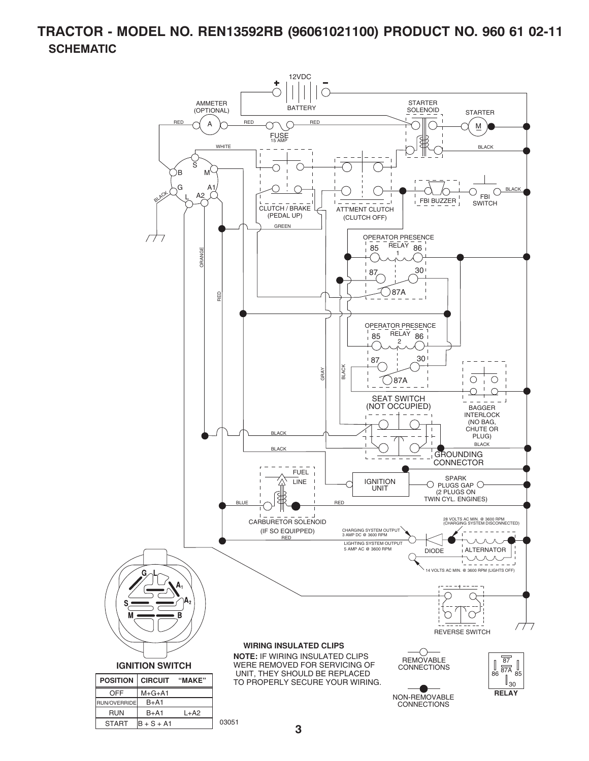# TRACTOR - MODEL NO. REN13592RB (96061021100) PRODUCT NO. 960 61 02-11

## SCHEMATIC

12VDC

BATTERY

AMMETER (OPTIONAL)

STARTER SOLENOID

STARTER

FUSE 15 AMP

RED RED RED

WHITE

BLACK

CLUTCH / BRAKE (PEDAL UP)

ATT'MENT CLUTCH (CLUTCH OFF)

FBI BUZZER

FBI SWITCH

GREEN

ORANGE

RED

OPERATOR PRESENCE RELAY 1

85 86 87 30 87A

OPERATOR PRESENCE RELAY 2

85 86 87 30 87A

GRAY

BLACK

SEAT SWITCH (NOT OCCUPIED)

BAGGER INTERLOCK (NO BAG, CHUTE OR PLUG)

BLACK

BLACK

BLACK

GROUNDING CONNECTOR

FUEL LINE

IGNITION UNIT

SPARK PLUGS GAP (2 PLUGS ON TWIN CYL. ENGINES)

BLUE

RED

CARBURETOR SOLENOID (IF SO EQUIPPED)

RED

28 VOLTS AC MIN. @ 3600 RPM (CHARGING SYSTEM DISCONNECTED)

CHARGING SYSTEM OUTPUT 3 AMP DC @ 3600 RPM

LIGHTING SYSTEM OUTPUT 5 AMP AC @ 3600 RPM

DIODE

ALTERNATOR

14 VOLTS AC MIN. @ 3600 RPM (LIGHTS OFF)

REVERSE SWITCH

**IGNITION SWITCH**

| POSITION | CIRCUIT | "MAKE" |
|---|---|---|
| OFF | M+G+A1 | |
| RUN/OVERRIDE | B+A1 | |
| RUN | B+A1 | L+A2 |
| START | B + S + A1 | |

**WIRING INSULATED CLIPS**

**NOTE:** IF WIRING INSULATED CLIPS WERE REMOVED FOR SERVICING OF UNIT, THEY SHOULD BE REPLACED TO PROPERLY SECURE YOUR WIRING.

REMOVABLE CONNECTIONS

NON-REMOVABLE CONNECTIONS

**RELAY**

03051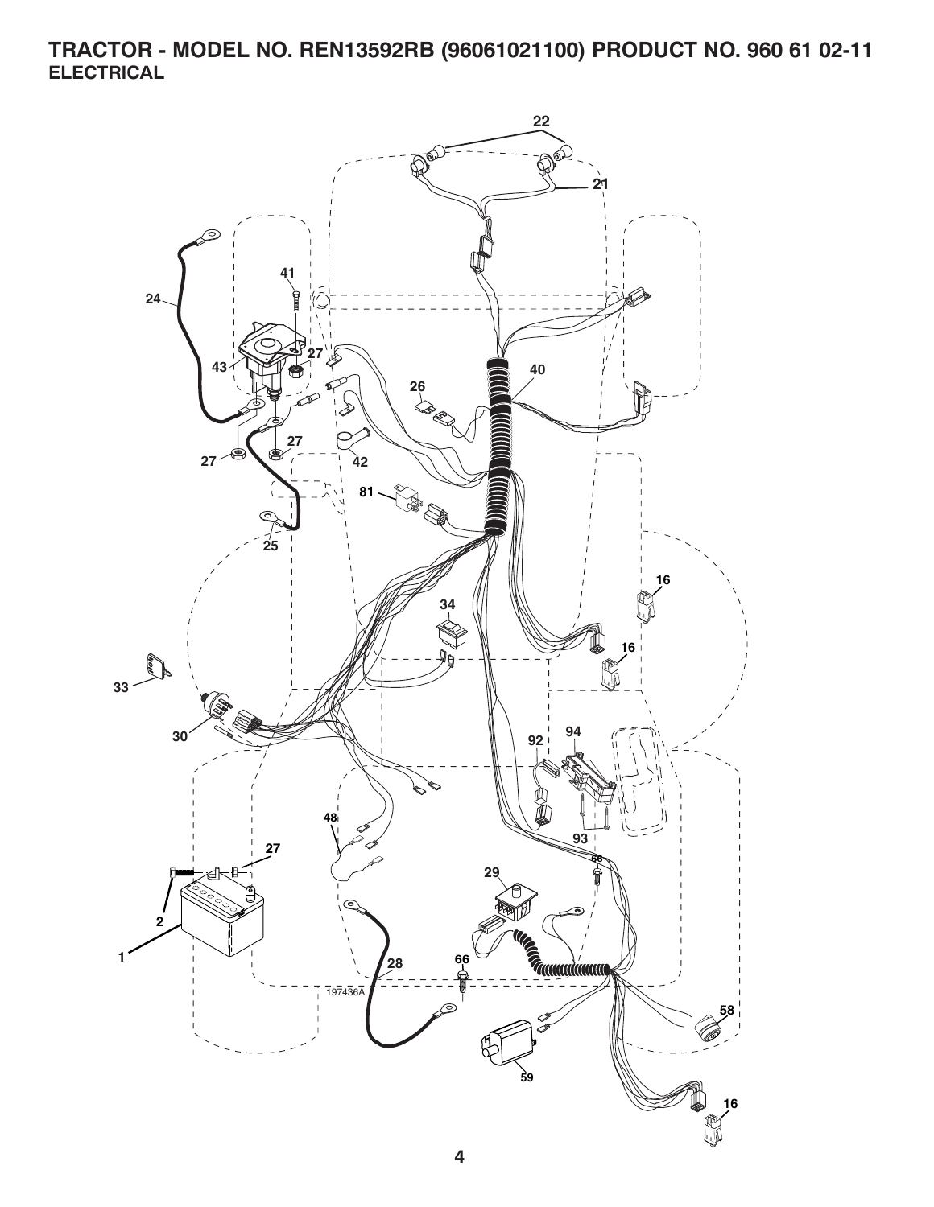# TRACTOR - MODEL NO. REN13592RB (96061021100) PRODUCT NO. 960 61 02-11

## ELECTRICAL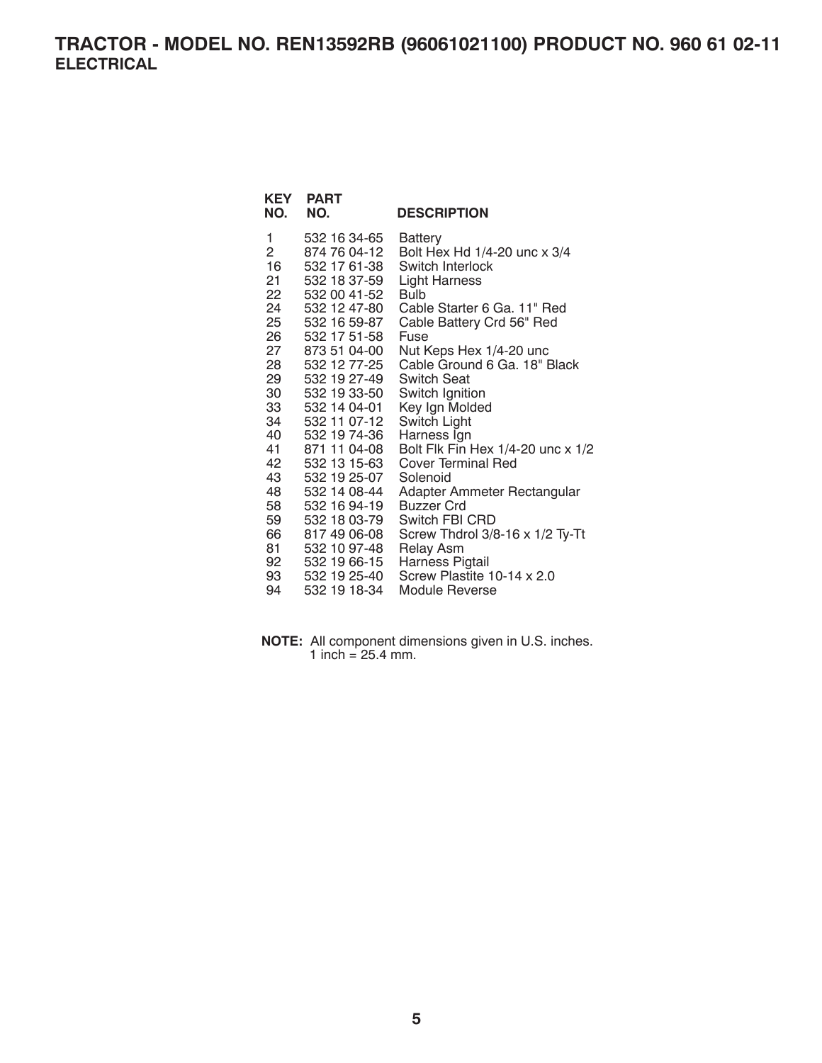# TRACTOR - MODEL NO. REN13592RB (96061021100) PRODUCT NO. 960 61 02-11

## ELECTRICAL

| KEY NO. | PART NO. | DESCRIPTION |
|---|---|---|
| 1 | 532 16 34-65 | Battery |
| 2 | 874 76 04-12 | Bolt Hex Hd 1/4-20 unc x 3/4 |
| 16 | 532 17 61-38 | Switch Interlock |
| 21 | 532 18 37-59 | Light Harness |
| 22 | 532 00 41-52 | Bulb |
| 24 | 532 12 47-80 | Cable Starter 6 Ga. 11" Red |
| 25 | 532 16 59-87 | Cable Battery Crd 56" Red |
| 26 | 532 17 51-58 | Fuse |
| 27 | 873 51 04-00 | Nut Keps Hex 1/4-20 unc |
| 28 | 532 12 77-25 | Cable Ground 6 Ga. 18" Black |
| 29 | 532 19 27-49 | Switch Seat |
| 30 | 532 19 33-50 | Switch Ignition |
| 33 | 532 14 04-01 | Key Ign Molded |
| 34 | 532 11 07-12 | Switch Light |
| 40 | 532 19 74-36 | Harness Ign |
| 41 | 871 11 04-08 | Bolt Flk Fin Hex 1/4-20 unc x 1/2 |
| 42 | 532 13 15-63 | Cover Terminal Red |
| 43 | 532 19 25-07 | Solenoid |
| 48 | 532 14 08-44 | Adapter Ammeter Rectangular |
| 58 | 532 16 94-19 | Buzzer Crd |
| 59 | 532 18 03-79 | Switch FBI CRD |
| 66 | 817 49 06-08 | Screw Thdrol 3/8-16 x 1/2 Ty-Tt |
| 81 | 532 10 97-48 | Relay Asm |
| 92 | 532 19 66-15 | Harness Pigtail |
| 93 | 532 19 25-40 | Screw Plastite 10-14 x 2.0 |
| 94 | 532 19 18-34 | Module Reverse |

**NOTE:** All component dimensions given in U.S. inches.
1 inch = 25.4 mm.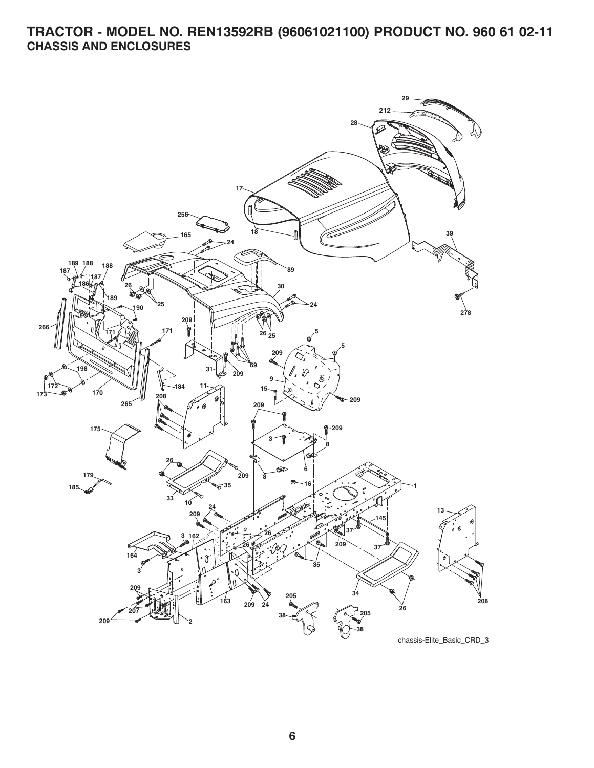# TRACTOR - MODEL NO. REN13592RB (96061021100) PRODUCT NO. 960 61 02-11

## CHASSIS AND ENCLOSURES

chassis-Elite_Basic_CRD_3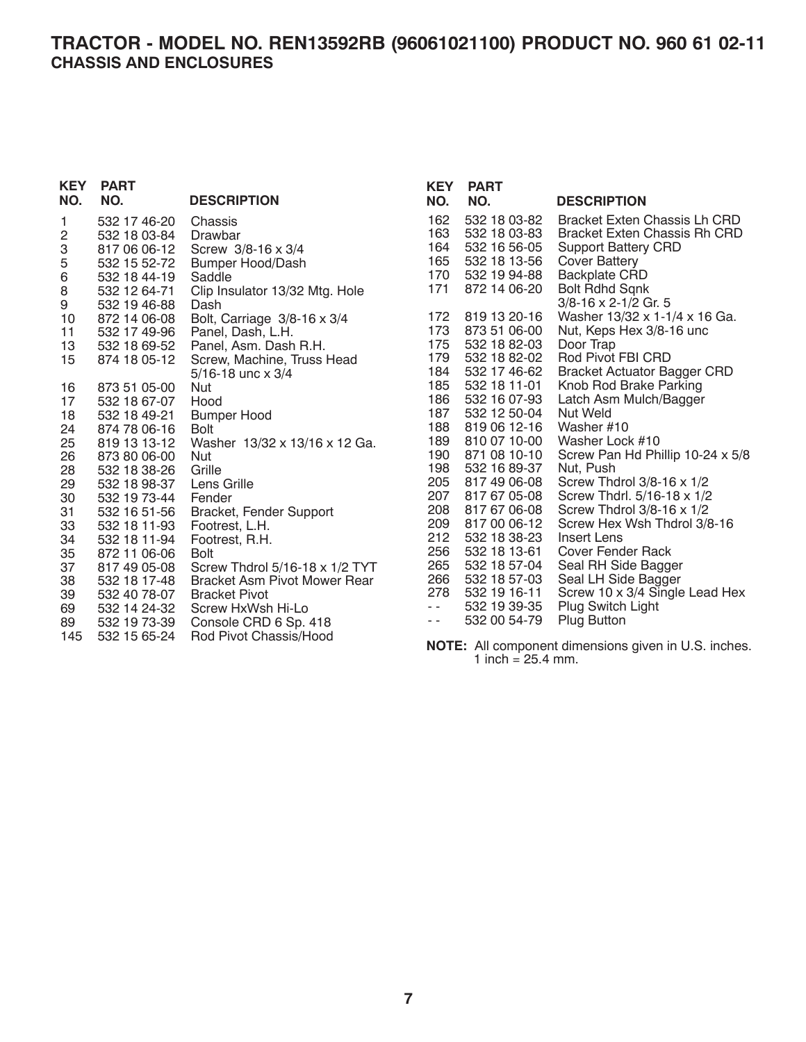# TRACTOR - MODEL NO. REN13592RB (96061021100) PRODUCT NO. 960 61 02-11

## CHASSIS AND ENCLOSURES

| KEY NO. | PART NO. | DESCRIPTION |
|---|---|---|
| 1 | 532 17 46-20 | Chassis |
| 2 | 532 18 03-84 | Drawbar |
| 3 | 817 06 06-12 | Screw 3/8-16 x 3/4 |
| 5 | 532 15 52-72 | Bumper Hood/Dash |
| 6 | 532 18 44-19 | Saddle |
| 8 | 532 12 64-71 | Clip Insulator 13/32 Mtg. Hole |
| 9 | 532 19 46-88 | Dash |
| 10 | 872 14 06-08 | Bolt, Carriage 3/8-16 x 3/4 |
| 11 | 532 17 49-96 | Panel, Dash, L.H. |
| 13 | 532 18 69-52 | Panel, Asm. Dash R.H. |
| 15 | 874 18 05-12 | Screw, Machine, Truss Head 5/16-18 unc x 3/4 |
| 16 | 873 51 05-00 | Nut |
| 17 | 532 18 67-07 | Hood |
| 18 | 532 18 49-21 | Bumper Hood |
| 24 | 874 78 06-16 | Bolt |
| 25 | 819 13 13-12 | Washer 13/32 x 13/16 x 12 Ga. |
| 26 | 873 80 06-00 | Nut |
| 28 | 532 18 38-26 | Grille |
| 29 | 532 18 98-37 | Lens Grille |
| 30 | 532 19 73-44 | Fender |
| 31 | 532 16 51-56 | Bracket, Fender Support |
| 33 | 532 18 11-93 | Footrest, L.H. |
| 34 | 532 18 11-94 | Footrest, R.H. |
| 35 | 872 11 06-06 | Bolt |
| 37 | 817 49 05-08 | Screw Thdrol 5/16-18 x 1/2 TYT |
| 38 | 532 18 17-48 | Bracket Asm Pivot Mower Rear |
| 39 | 532 40 78-07 | Bracket Pivot |
| 69 | 532 14 24-32 | Screw HxWsh Hi-Lo |
| 89 | 532 19 73-39 | Console CRD 6 Sp. 418 |
| 145 | 532 15 65-24 | Rod Pivot Chassis/Hood |
| 162 | 532 18 03-82 | Bracket Exten Chassis Lh CRD |
| 163 | 532 18 03-83 | Bracket Exten Chassis Rh CRD |
| 164 | 532 16 56-05 | Support Battery CRD |
| 165 | 532 18 13-56 | Cover Battery |
| 170 | 532 19 94-88 | Backplate CRD |
| 171 | 872 14 06-20 | Bolt Rdhd Sqnk 3/8-16 x 2-1/2 Gr. 5 |
| 172 | 819 13 20-16 | Washer 13/32 x 1-1/4 x 16 Ga. |
| 173 | 873 51 06-00 | Nut, Keps Hex 3/8-16 unc |
| 175 | 532 18 82-03 | Door Trap |
| 179 | 532 18 82-02 | Rod Pivot FBI CRD |
| 184 | 532 17 46-62 | Bracket Actuator Bagger CRD |
| 185 | 532 18 11-01 | Knob Rod Brake Parking |
| 186 | 532 16 07-93 | Latch Asm Mulch/Bagger |
| 187 | 532 12 50-04 | Nut Weld |
| 188 | 819 06 12-16 | Washer #10 |
| 189 | 810 07 10-00 | Washer Lock #10 |
| 190 | 871 08 10-10 | Screw Pan Hd Phillip 10-24 x 5/8 |
| 198 | 532 16 89-37 | Nut, Push |
| 205 | 817 49 06-08 | Screw Thdrol 3/8-16 x 1/2 |
| 207 | 817 67 05-08 | Screw Thdrl. 5/16-18 x 1/2 |
| 208 | 817 67 06-08 | Screw Thdrol 3/8-16 x 1/2 |
| 209 | 817 00 06-12 | Screw Hex Wsh Thdrol 3/8-16 |
| 212 | 532 18 38-23 | Insert Lens |
| 256 | 532 18 13-61 | Cover Fender Rack |
| 265 | 532 18 57-04 | Seal RH Side Bagger |
| 266 | 532 18 57-03 | Seal LH Side Bagger |
| 278 | 532 19 16-11 | Screw 10 x 3/4 Single Lead Hex |
| - - | 532 19 39-35 | Plug Switch Light |
| - - | 532 00 54-79 | Plug Button |

**NOTE:** All component dimensions given in U.S. inches.
1 inch = 25.4 mm.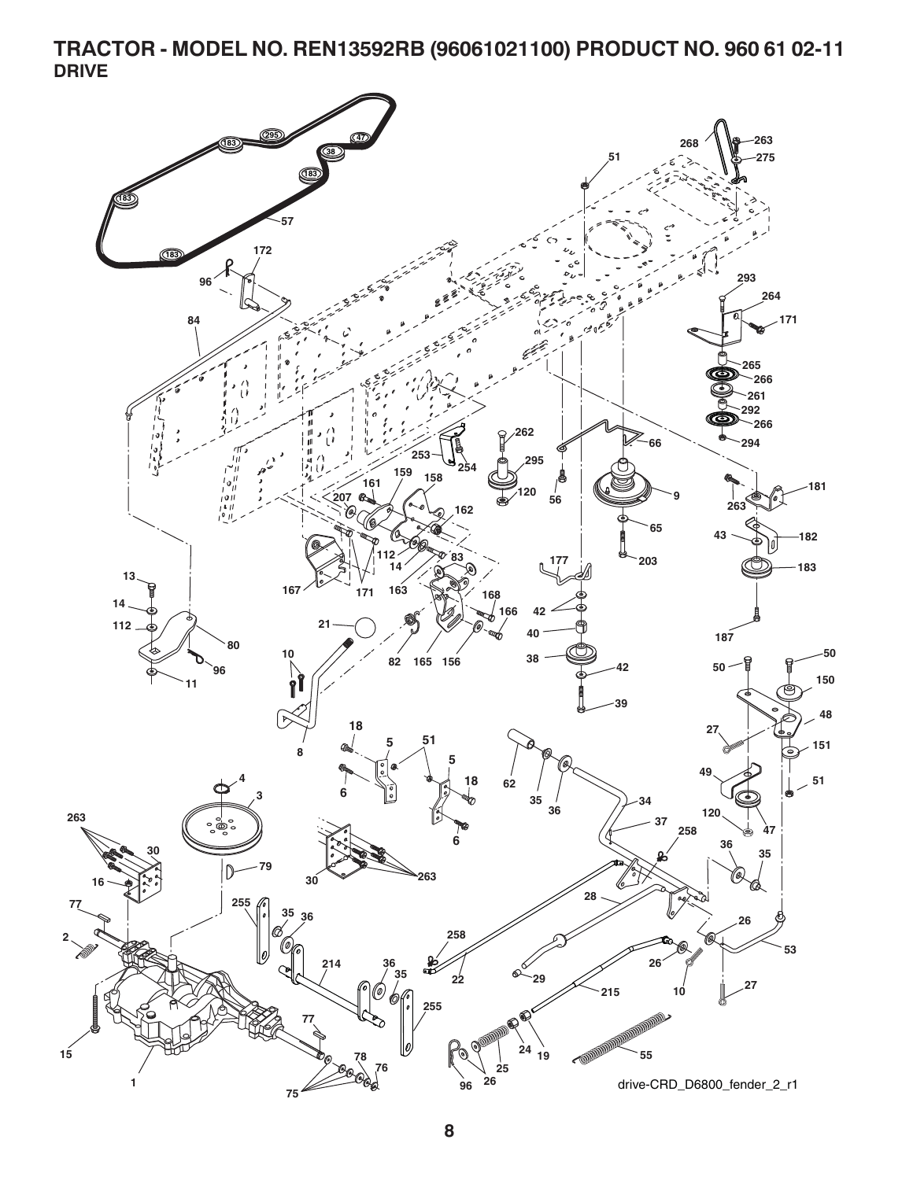# TRACTOR - MODEL NO. REN13592RB (96061021100) PRODUCT NO. 960 61 02-11

## DRIVE

drive-CRD_D6800_fender_2_r1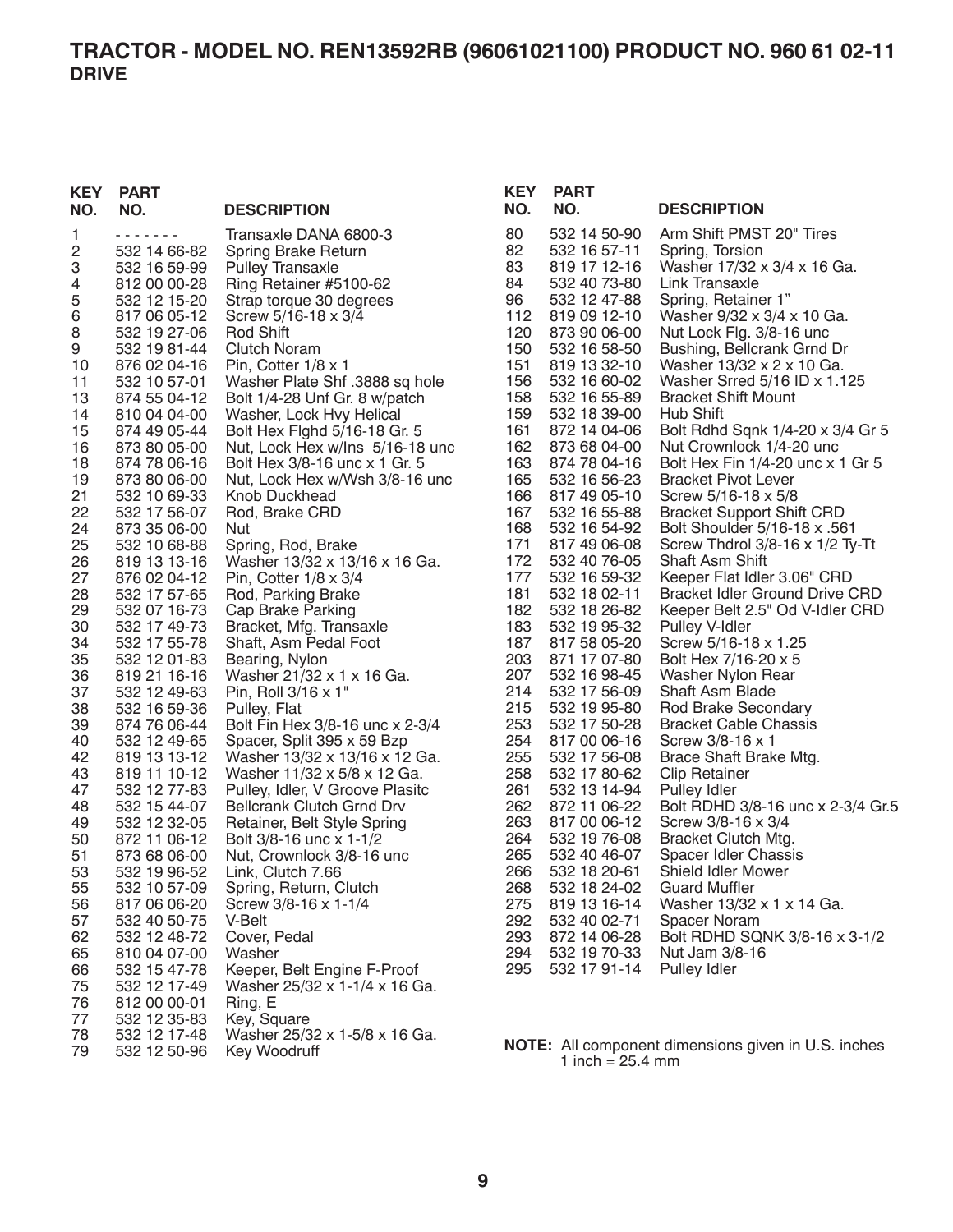# TRACTOR - MODEL NO. REN13592RB (96061021100) PRODUCT NO. 960 61 02-11

## DRIVE

| KEY NO. | PART NO. | DESCRIPTION |
|---|---|---|
| 1 | - - - - - - - | Transaxle DANA 6800-3 |
| 2 | 532 14 66-82 | Spring Brake Return |
| 3 | 532 16 59-99 | Pulley Transaxle |
| 4 | 812 00 00-28 | Ring Retainer #5100-62 |
| 5 | 532 12 15-20 | Strap torque 30 degrees |
| 6 | 817 06 05-12 | Screw 5/16-18 x 3/4 |
| 8 | 532 19 27-06 | Rod Shift |
| 9 | 532 19 81-44 | Clutch Noram |
| 10 | 876 02 04-16 | Pin, Cotter 1/8 x 1 |
| 11 | 532 10 57-01 | Washer Plate Shf .3888 sq hole |
| 13 | 874 55 04-12 | Bolt 1/4-28 Unf Gr. 8 w/patch |
| 14 | 810 04 04-00 | Washer, Lock Hvy Helical |
| 15 | 874 49 05-44 | Bolt Hex Flghd 5/16-18 Gr. 5 |
| 16 | 873 80 05-00 | Nut, Lock Hex w/Ins 5/16-18 unc |
| 18 | 874 78 06-16 | Bolt Hex 3/8-16 unc x 1 Gr. 5 |
| 19 | 873 80 06-00 | Nut, Lock Hex w/Wsh 3/8-16 unc |
| 21 | 532 10 69-33 | Knob Duckhead |
| 22 | 532 17 56-07 | Rod, Brake CRD |
| 24 | 873 35 06-00 | Nut |
| 25 | 532 10 68-88 | Spring, Rod, Brake |
| 26 | 819 13 13-16 | Washer 13/32 x 13/16 x 16 Ga. |
| 27 | 876 02 04-12 | Pin, Cotter 1/8 x 3/4 |
| 28 | 532 17 57-65 | Rod, Parking Brake |
| 29 | 532 07 16-73 | Cap Brake Parking |
| 30 | 532 17 49-73 | Bracket, Mfg. Transaxle |
| 34 | 532 17 55-78 | Shaft, Asm Pedal Foot |
| 35 | 532 12 01-83 | Bearing, Nylon |
| 36 | 819 21 16-16 | Washer 21/32 x 1 x 16 Ga. |
| 37 | 532 12 49-63 | Pin, Roll 3/16 x 1" |
| 38 | 532 16 59-36 | Pulley, Flat |
| 39 | 874 76 06-44 | Bolt Fin Hex 3/8-16 unc x 2-3/4 |
| 40 | 532 12 49-65 | Spacer, Split 395 x 59 Bzp |
| 42 | 819 13 13-12 | Washer 13/32 x 13/16 x 12 Ga. |
| 43 | 819 11 10-12 | Washer 11/32 x 5/8 x 12 Ga. |
| 47 | 532 12 77-83 | Pulley, Idler, V Groove Plasitc |
| 48 | 532 15 44-07 | Bellcrank Clutch Grnd Drv |
| 49 | 532 12 32-05 | Retainer, Belt Style Spring |
| 50 | 872 11 06-12 | Bolt 3/8-16 unc x 1-1/2 |
| 51 | 873 68 06-00 | Nut, Crownlock 3/8-16 unc |
| 53 | 532 19 96-52 | Link, Clutch 7.66 |
| 55 | 532 10 57-09 | Spring, Return, Clutch |
| 56 | 817 06 06-20 | Screw 3/8-16 x 1-1/4 |
| 57 | 532 40 50-75 | V-Belt |
| 62 | 532 12 48-72 | Cover, Pedal |
| 65 | 810 04 07-00 | Washer |
| 66 | 532 15 47-78 | Keeper, Belt Engine F-Proof |
| 75 | 532 12 17-49 | Washer 25/32 x 1-1/4 x 16 Ga. |
| 76 | 812 00 00-01 | Ring, E |
| 77 | 532 12 35-83 | Key, Square |
| 78 | 532 12 17-48 | Washer 25/32 x 1-5/8 x 16 Ga. |
| 79 | 532 12 50-96 | Key Woodruff |
| 80 | 532 14 50-90 | Arm Shift PMST 20" Tires |
| 82 | 532 16 57-11 | Spring, Torsion |
| 83 | 819 17 12-16 | Washer 17/32 x 3/4 x 16 Ga. |
| 84 | 532 40 73-80 | Link Transaxle |
| 96 | 532 12 47-88 | Spring, Retainer 1" |
| 112 | 819 09 12-10 | Washer 9/32 x 3/4 x 10 Ga. |
| 120 | 873 90 06-00 | Nut Lock Flg. 3/8-16 unc |
| 150 | 532 16 58-50 | Bushing, Bellcrank Grnd Dr |
| 151 | 819 13 32-10 | Washer 13/32 x 2 x 10 Ga. |
| 156 | 532 16 60-02 | Washer Srred 5/16 ID x 1.125 |
| 158 | 532 16 55-89 | Bracket Shift Mount |
| 159 | 532 18 39-00 | Hub Shift |
| 161 | 872 14 04-06 | Bolt Rdhd Sqnk 1/4-20 x 3/4 Gr 5 |
| 162 | 873 68 04-00 | Nut Crownlock 1/4-20 unc |
| 163 | 874 78 04-16 | Bolt Hex Fin 1/4-20 unc x 1 Gr 5 |
| 165 | 532 16 56-23 | Bracket Pivot Lever |
| 166 | 817 49 05-10 | Screw 5/16-18 x 5/8 |
| 167 | 532 16 55-88 | Bracket Support Shift CRD |
| 168 | 532 16 54-92 | Bolt Shoulder 5/16-18 x .561 |
| 171 | 817 49 06-08 | Screw Thdrol 3/8-16 x 1/2 Ty-Tt |
| 172 | 532 40 76-05 | Shaft Asm Shift |
| 177 | 532 16 59-32 | Keeper Flat Idler 3.06" CRD |
| 181 | 532 18 02-11 | Bracket Idler Ground Drive CRD |
| 182 | 532 18 26-82 | Keeper Belt 2.5" Od V-Idler CRD |
| 183 | 532 19 95-32 | Pulley V-Idler |
| 187 | 817 58 05-20 | Screw 5/16-18 x 1.25 |
| 203 | 871 17 07-80 | Bolt Hex 7/16-20 x 5 |
| 207 | 532 16 98-45 | Washer Nylon Rear |
| 214 | 532 17 56-09 | Shaft Asm Blade |
| 215 | 532 19 95-80 | Rod Brake Secondary |
| 253 | 532 17 50-28 | Bracket Cable Chassis |
| 254 | 817 00 06-16 | Screw 3/8-16 x 1 |
| 255 | 532 17 56-08 | Brace Shaft Brake Mtg. |
| 258 | 532 17 80-62 | Clip Retainer |
| 261 | 532 13 14-94 | Pulley Idler |
| 262 | 872 11 06-22 | Bolt RDHD 3/8-16 unc x 2-3/4 Gr.5 |
| 263 | 817 00 06-12 | Screw 3/8-16 x 3/4 |
| 264 | 532 19 76-08 | Bracket Clutch Mtg. |
| 265 | 532 40 46-07 | Spacer Idler Chassis |
| 266 | 532 18 20-61 | Shield Idler Mower |
| 268 | 532 18 24-02 | Guard Muffler |
| 275 | 819 13 16-14 | Washer 13/32 x 1 x 14 Ga. |
| 292 | 532 40 02-71 | Spacer Noram |
| 293 | 872 14 06-28 | Bolt RDHD SQNK 3/8-16 x 3-1/2 |
| 294 | 532 19 70-33 | Nut Jam 3/8-16 |
| 295 | 532 17 91-14 | Pulley Idler |

**NOTE:** All component dimensions given in U.S. inches
1 inch = 25.4 mm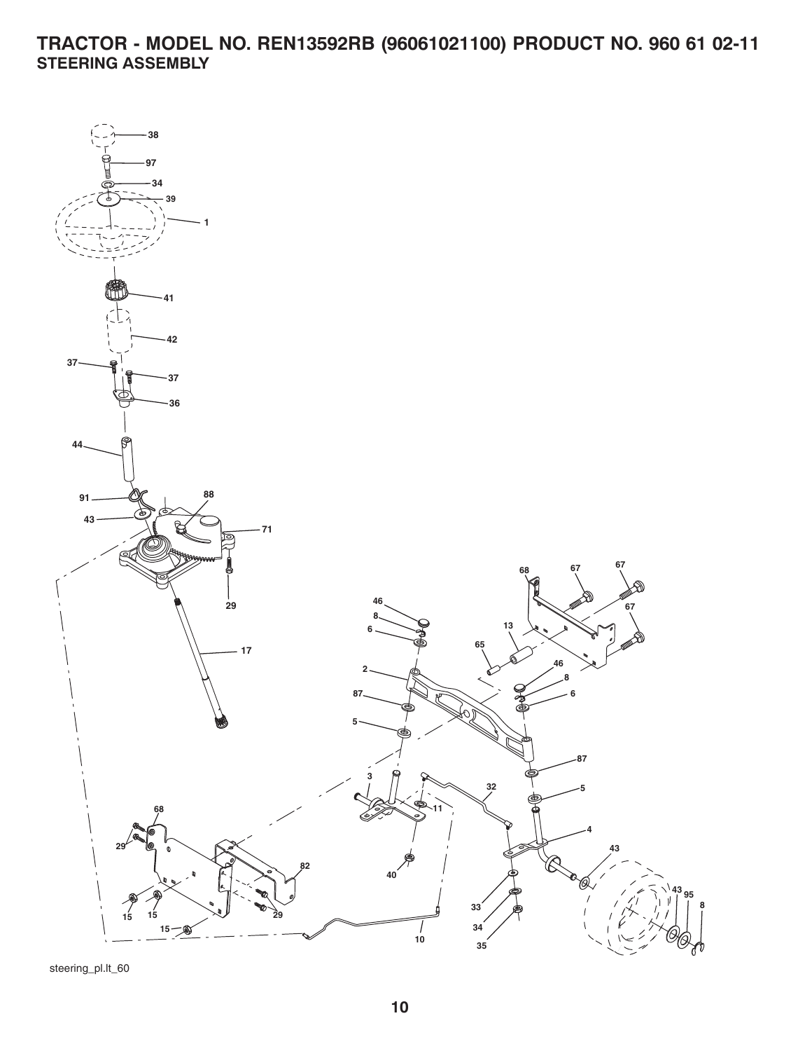# TRACTOR - MODEL NO. REN13592RB (96061021100) PRODUCT NO. 960 61 02-11

## STEERING ASSEMBLY

steering_pl.lt_60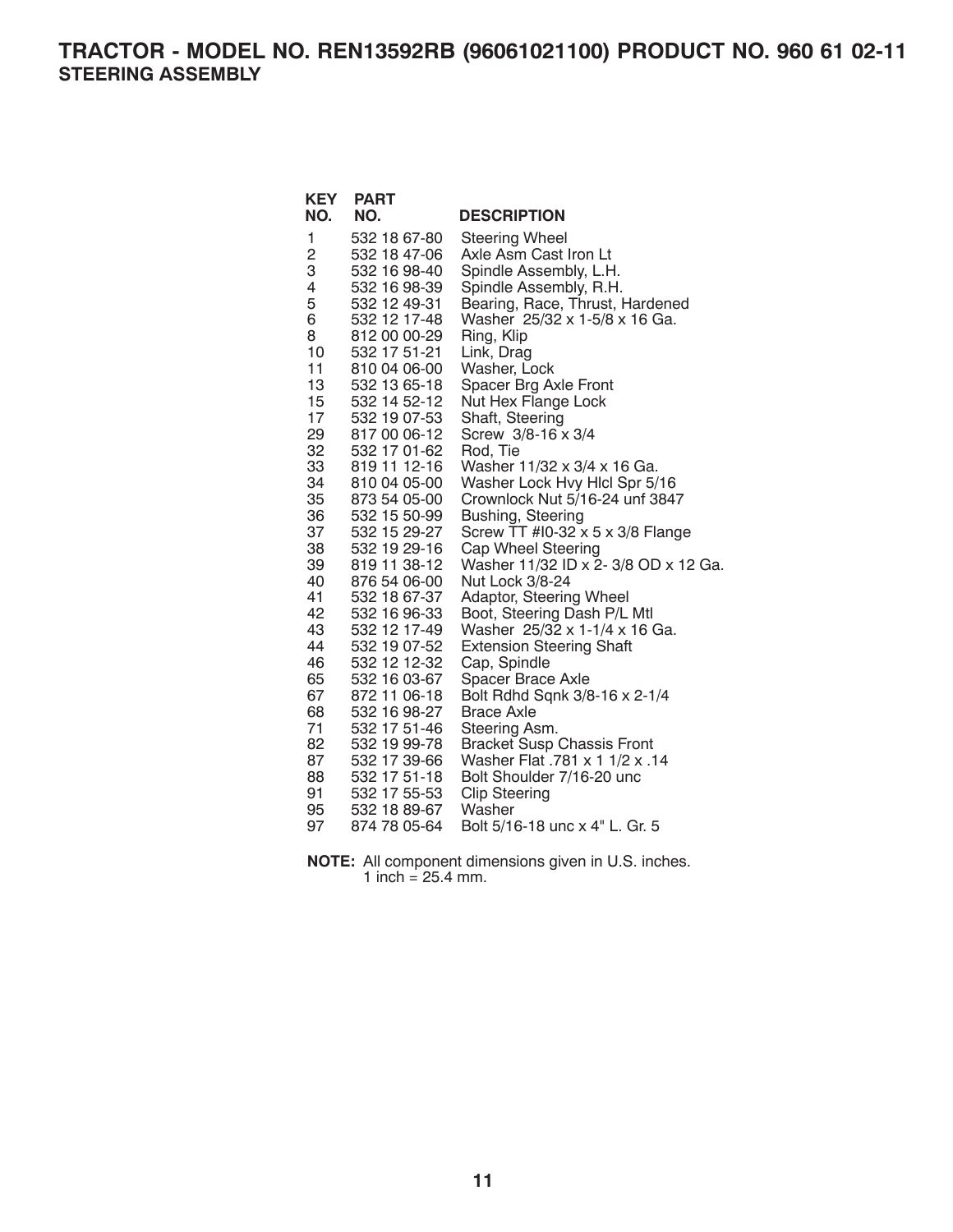# TRACTOR - MODEL NO. REN13592RB (96061021100) PRODUCT NO. 960 61 02-11

## STEERING ASSEMBLY

| KEY NO. | PART NO. | DESCRIPTION |
|---|---|---|
| 1 | 532 18 67-80 | Steering Wheel |
| 2 | 532 18 47-06 | Axle Asm Cast Iron Lt |
| 3 | 532 16 98-40 | Spindle Assembly, L.H. |
| 4 | 532 16 98-39 | Spindle Assembly, R.H. |
| 5 | 532 12 49-31 | Bearing, Race, Thrust, Hardened |
| 6 | 532 12 17-48 | Washer 25/32 x 1-5/8 x 16 Ga. |
| 8 | 812 00 00-29 | Ring, Klip |
| 10 | 532 17 51-21 | Link, Drag |
| 11 | 810 04 06-00 | Washer, Lock |
| 13 | 532 13 65-18 | Spacer Brg Axle Front |
| 15 | 532 14 52-12 | Nut Hex Flange Lock |
| 17 | 532 19 07-53 | Shaft, Steering |
| 29 | 817 00 06-12 | Screw 3/8-16 x 3/4 |
| 32 | 532 17 01-62 | Rod, Tie |
| 33 | 819 11 12-16 | Washer 11/32 x 3/4 x 16 Ga. |
| 34 | 810 04 05-00 | Washer Lock Hvy Hlcl Spr 5/16 |
| 35 | 873 54 05-00 | Crownlock Nut 5/16-24 unf 3847 |
| 36 | 532 15 50-99 | Bushing, Steering |
| 37 | 532 15 29-27 | Screw TT #I0-32 x 5 x 3/8 Flange |
| 38 | 532 19 29-16 | Cap Wheel Steering |
| 39 | 819 11 38-12 | Washer 11/32 ID x 2- 3/8 OD x 12 Ga. |
| 40 | 876 54 06-00 | Nut Lock 3/8-24 |
| 41 | 532 18 67-37 | Adaptor, Steering Wheel |
| 42 | 532 16 96-33 | Boot, Steering Dash P/L Mtl |
| 43 | 532 12 17-49 | Washer 25/32 x 1-1/4 x 16 Ga. |
| 44 | 532 19 07-52 | Extension Steering Shaft |
| 46 | 532 12 12-32 | Cap, Spindle |
| 65 | 532 16 03-67 | Spacer Brace Axle |
| 67 | 872 11 06-18 | Bolt Rdhd Sqnk 3/8-16 x 2-1/4 |
| 68 | 532 16 98-27 | Brace Axle |
| 71 | 532 17 51-46 | Steering Asm. |
| 82 | 532 19 99-78 | Bracket Susp Chassis Front |
| 87 | 532 17 39-66 | Washer Flat .781 x 1 1/2 x .14 |
| 88 | 532 17 51-18 | Bolt Shoulder 7/16-20 unc |
| 91 | 532 17 55-53 | Clip Steering |
| 95 | 532 18 89-67 | Washer |
| 97 | 874 78 05-64 | Bolt 5/16-18 unc x 4" L. Gr. 5 |

**NOTE:** All component dimensions given in U.S. inches.
1 inch = 25.4 mm.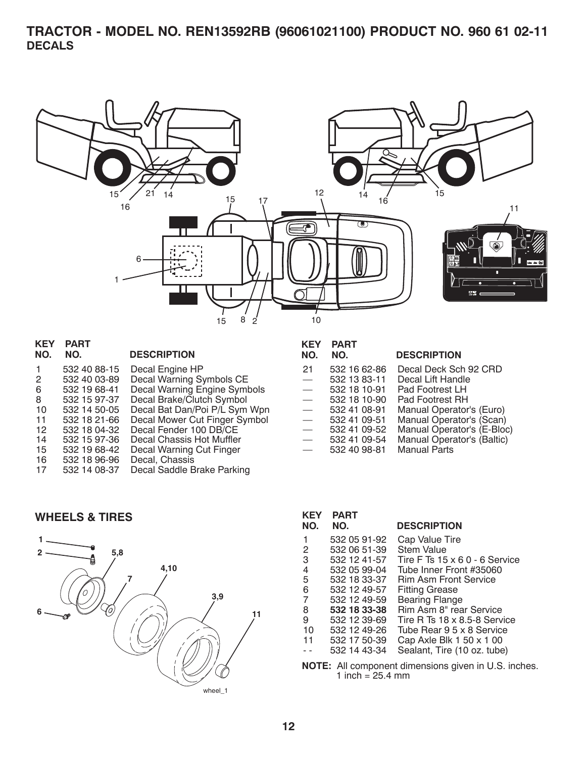# TRACTOR - MODEL NO. REN13592RB (96061021100) PRODUCT NO. 960 61 02-11

## DECALS

| KEY NO. | PART NO. | DESCRIPTION |
|---|---|---|
| 1 | 532 40 88-15 | Decal Engine HP |
| 2 | 532 40 03-89 | Decal Warning Symbols CE |
| 6 | 532 19 68-41 | Decal Warning Engine Symbols |
| 8 | 532 15 97-37 | Decal Brake/Clutch Symbol |
| 10 | 532 14 50-05 | Decal Bat Dan/Poi P/L Sym Wpn |
| 11 | 532 18 21-66 | Decal Mower Cut Finger Symbol |
| 12 | 532 18 04-32 | Decal Fender 100 DB/CE |
| 14 | 532 15 97-36 | Decal Chassis Hot Muffler |
| 15 | 532 19 68-42 | Decal Warning Cut Finger |
| 16 | 532 18 96-96 | Decal, Chassis |
| 17 | 532 14 08-37 | Decal Saddle Brake Parking |
| 21 | 532 16 62-86 | Decal Deck Sch 92 CRD |
| — | 532 13 83-11 | Decal Lift Handle |
| — | 532 18 10-91 | Pad Footrest LH |
| — | 532 18 10-90 | Pad Footrest RH |
| — | 532 41 08-91 | Manual Operator's (Euro) |
| — | 532 41 09-51 | Manual Operator's (Scan) |
| — | 532 41 09-52 | Manual Operator's (E-Bloc) |
| — | 532 41 09-54 | Manual Operator's (Baltic) |
| — | 532 40 98-81 | Manual Parts |

## WHEELS & TIRES

| KEY NO. | PART NO. | DESCRIPTION |
|---|---|---|
| 1 | 532 05 91-92 | Cap Value Tire |
| 2 | 532 06 51-39 | Stem Value |
| 3 | 532 12 41-57 | Tire F Ts 15 x 6 0 - 6 Service |
| 4 | 532 05 99-04 | Tube Inner Front #35060 |
| 5 | 532 18 33-37 | Rim Asm Front Service |
| 6 | 532 12 49-57 | Fitting Grease |
| 7 | 532 12 49-59 | Bearing Flange |
| 8 | **532 18 33-38** | Rim Asm 8" rear Service |
| 9 | 532 12 39-69 | Tire R Ts 18 x 8.5-8 Service |
| 10 | 532 12 49-26 | Tube Rear 9 5 x 8 Service |
| 11 | 532 17 50-39 | Cap Axle Blk 1 50 x 1 00 |
| - - | 532 14 43-34 | Sealant, Tire (10 oz. tube) |

**NOTE:** All component dimensions given in U.S. inches. 1 inch = 25.4 mm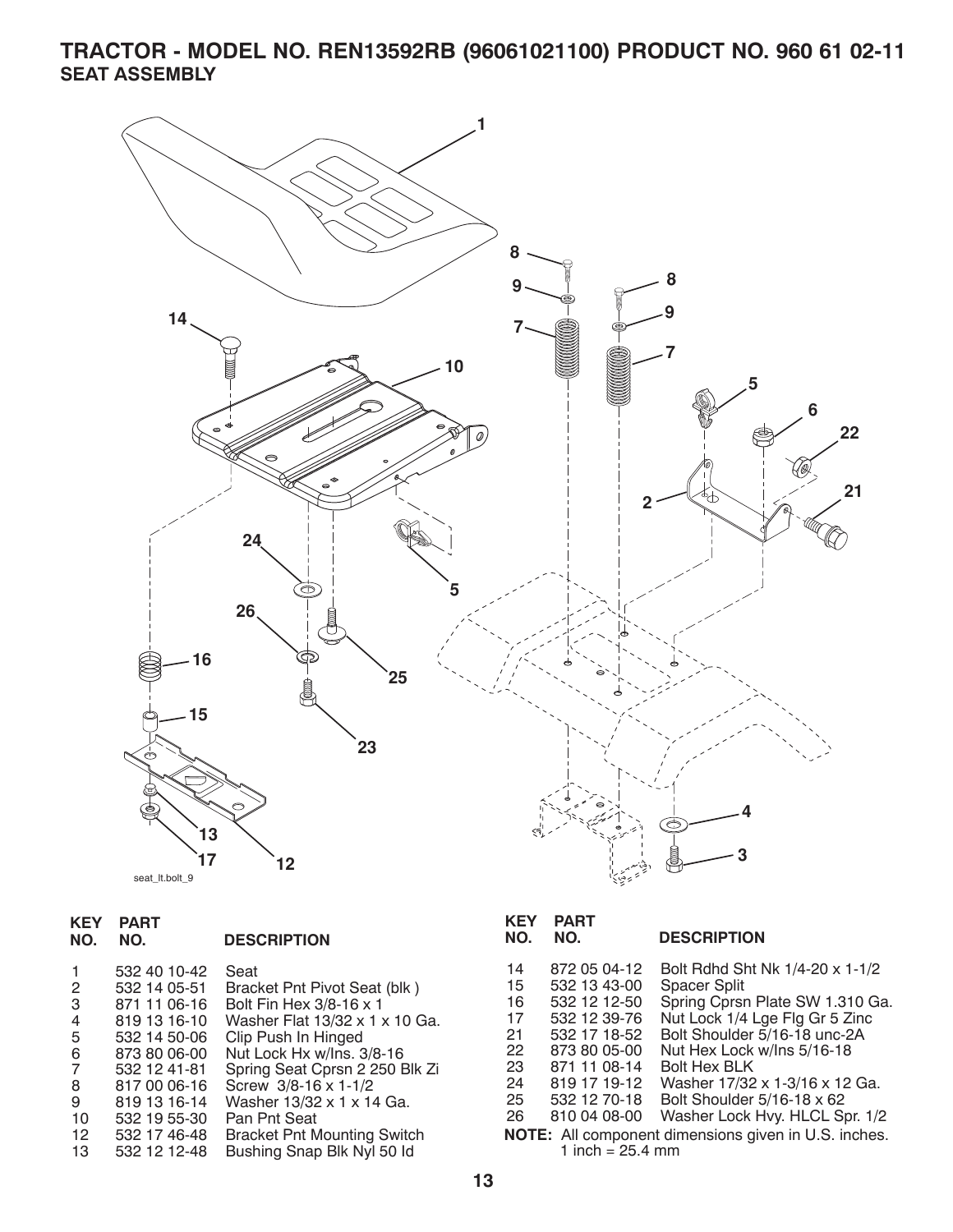# TRACTOR - MODEL NO. REN13592RB (96061021100) PRODUCT NO. 960 61 02-11

## SEAT ASSEMBLY

seat_lt.bolt_9

| KEY NO. | PART NO. | DESCRIPTION |
|---|---|---|
| 1 | 532 40 10-42 | Seat |
| 2 | 532 14 05-51 | Bracket Pnt Pivot Seat (blk ) |
| 3 | 871 11 06-16 | Bolt Fin Hex 3/8-16 x 1 |
| 4 | 819 13 16-10 | Washer Flat 13/32 x 1 x 10 Ga. |
| 5 | 532 14 50-06 | Clip Push In Hinged |
| 6 | 873 80 06-00 | Nut Lock Hx w/Ins. 3/8-16 |
| 7 | 532 12 41-81 | Spring Seat Cprsn 2 250 Blk Zi |
| 8 | 817 00 06-16 | Screw 3/8-16 x 1-1/2 |
| 9 | 819 13 16-14 | Washer 13/32 x 1 x 14 Ga. |
| 10 | 532 19 55-30 | Pan Pnt Seat |
| 12 | 532 17 46-48 | Bracket Pnt Mounting Switch |
| 13 | 532 12 12-48 | Bushing Snap Blk Nyl 50 Id |
| 14 | 872 05 04-12 | Bolt Rdhd Sht Nk 1/4-20 x 1-1/2 |
| 15 | 532 13 43-00 | Spacer Split |
| 16 | 532 12 12-50 | Spring Cprsn Plate SW 1.310 Ga. |
| 17 | 532 12 39-76 | Nut Lock 1/4 Lge Flg Gr 5 Zinc |
| 21 | 532 17 18-52 | Bolt Shoulder 5/16-18 unc-2A |
| 22 | 873 80 05-00 | Nut Hex Lock w/Ins 5/16-18 |
| 23 | 871 11 08-14 | Bolt Hex BLK |
| 24 | 819 17 19-12 | Washer 17/32 x 1-3/16 x 12 Ga. |
| 25 | 532 12 70-18 | Bolt Shoulder 5/16-18 x 62 |
| 26 | 810 04 08-00 | Washer Lock Hvy. HLCL Spr. 1/2 |

**NOTE:** All component dimensions given in U.S. inches.
1 inch = 25.4 mm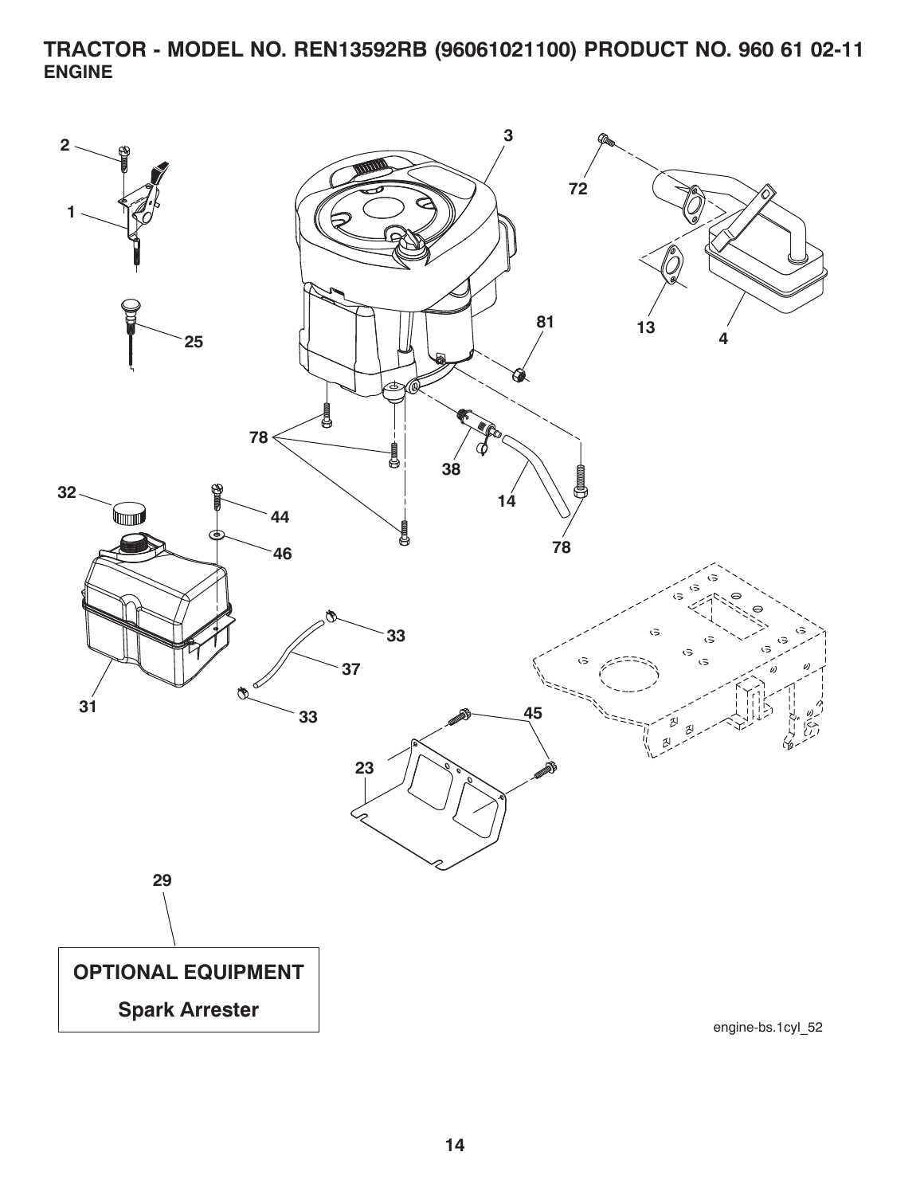# TRACTOR - MODEL NO. REN13592RB (96061021100) PRODUCT NO. 960 61 02-11

## ENGINE

2

1

25

3

72

81

13

4

78

38

14

78

32

44

46

31

33

37

33

45

23

29

**OPTIONAL EQUIPMENT**

**Spark Arrester**

engine-bs.1cyl_52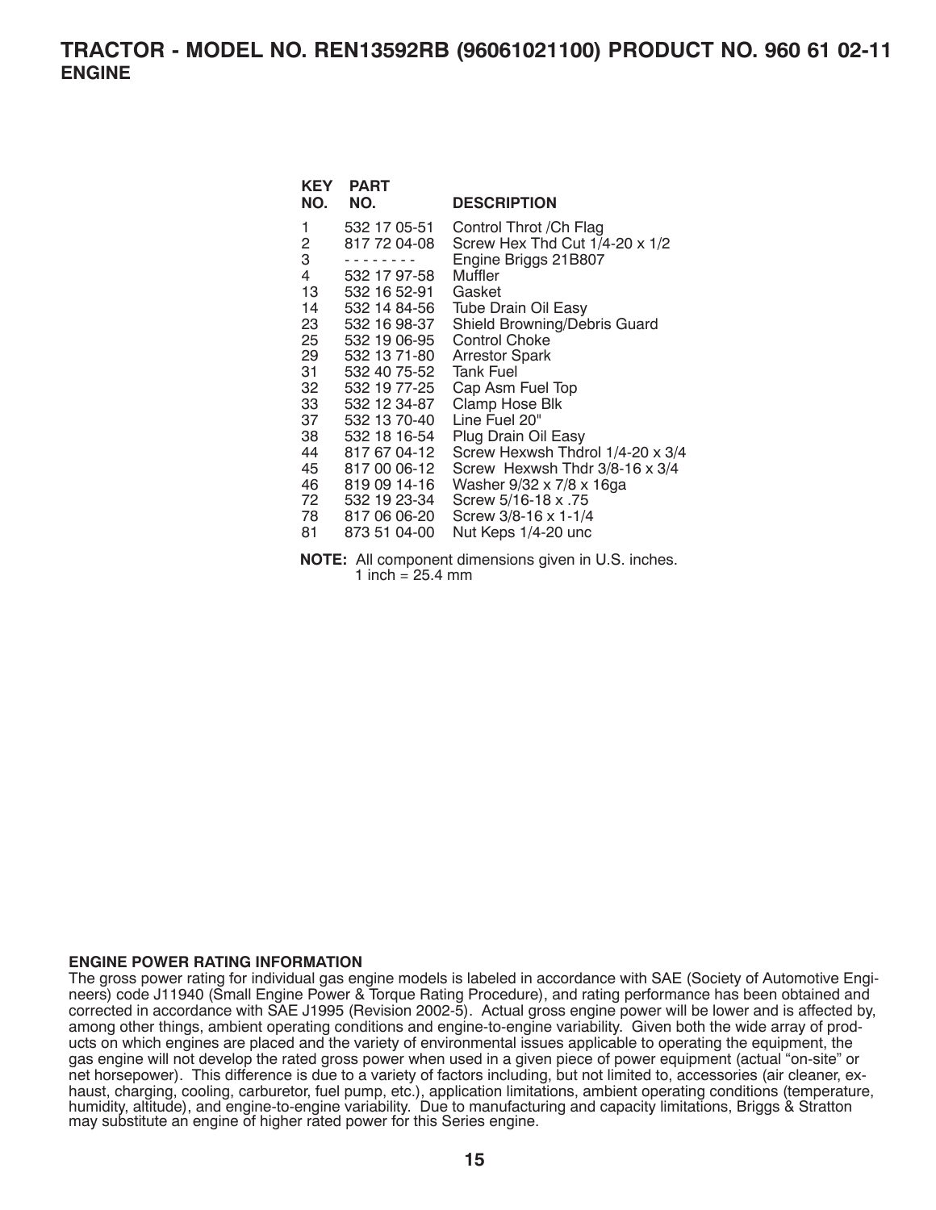# TRACTOR - MODEL NO. REN13592RB (96061021100) PRODUCT NO. 960 61 02-11

## ENGINE

| KEY NO. | PART NO. | DESCRIPTION |
|---|---|---|
| 1 | 532 17 05-51 | Control Throt /Ch Flag |
| 2 | 817 72 04-08 | Screw Hex Thd Cut 1/4-20 x 1/2 |
| 3 | - - - - - - - - | Engine Briggs 21B807 |
| 4 | 532 17 97-58 | Muffler |
| 13 | 532 16 52-91 | Gasket |
| 14 | 532 14 84-56 | Tube Drain Oil Easy |
| 23 | 532 16 98-37 | Shield Browning/Debris Guard |
| 25 | 532 19 06-95 | Control Choke |
| 29 | 532 13 71-80 | Arrestor Spark |
| 31 | 532 40 75-52 | Tank Fuel |
| 32 | 532 19 77-25 | Cap Asm Fuel Top |
| 33 | 532 12 34-87 | Clamp Hose Blk |
| 37 | 532 13 70-40 | Line Fuel 20" |
| 38 | 532 18 16-54 | Plug Drain Oil Easy |
| 44 | 817 67 04-12 | Screw Hexwsh Thdrol 1/4-20 x 3/4 |
| 45 | 817 00 06-12 | Screw Hexwsh Thdr 3/8-16 x 3/4 |
| 46 | 819 09 14-16 | Washer 9/32 x 7/8 x 16ga |
| 72 | 532 19 23-34 | Screw 5/16-18 x .75 |
| 78 | 817 06 06-20 | Screw 3/8-16 x 1-1/4 |
| 81 | 873 51 04-00 | Nut Keps 1/4-20 unc |

**NOTE:** All component dimensions given in U.S. inches.
1 inch = 25.4 mm

**ENGINE POWER RATING INFORMATION**

The gross power rating for individual gas engine models is labeled in accordance with SAE (Society of Automotive Engineers) code J11940 (Small Engine Power & Torque Rating Procedure), and rating performance has been obtained and corrected in accordance with SAE J1995 (Revision 2002-5). Actual gross engine power will be lower and is affected by, among other things, ambient operating conditions and engine-to-engine variability. Given both the wide array of products on which engines are placed and the variety of environmental issues applicable to operating the equipment, the gas engine will not develop the rated gross power when used in a given piece of power equipment (actual "on-site" or net horsepower). This difference is due to a variety of factors including, but not limited to, accessories (air cleaner, exhaust, charging, cooling, carburetor, fuel pump, etc.), application limitations, ambient operating conditions (temperature, humidity, altitude), and engine-to-engine variability. Due to manufacturing and capacity limitations, Briggs & Stratton may substitute an engine of higher rated power for this Series engine.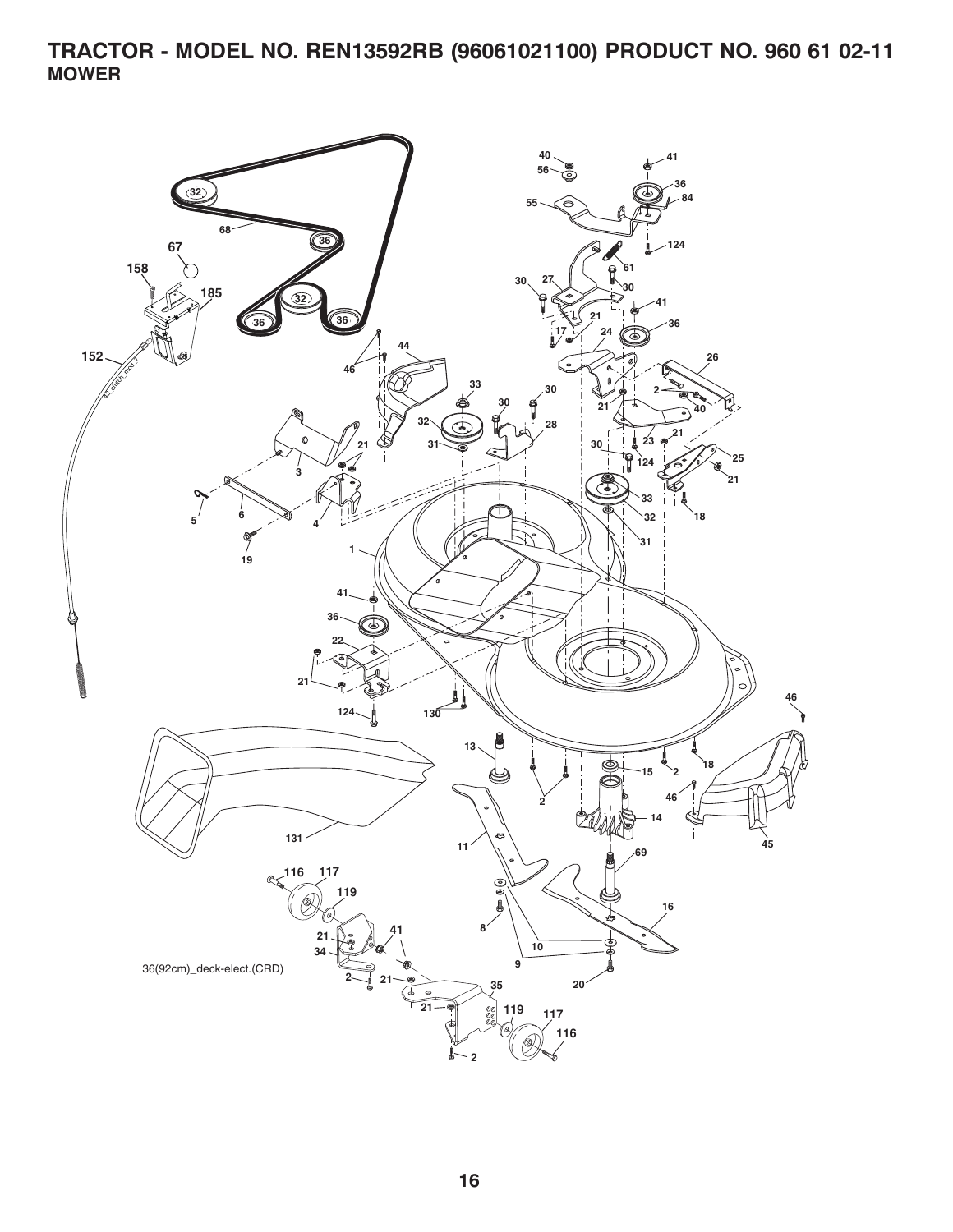# TRACTOR - MODEL NO. REN13592RB (96061021100) PRODUCT NO. 960 61 02-11

## MOWER

36(92cm)_deck-elect.(CRD)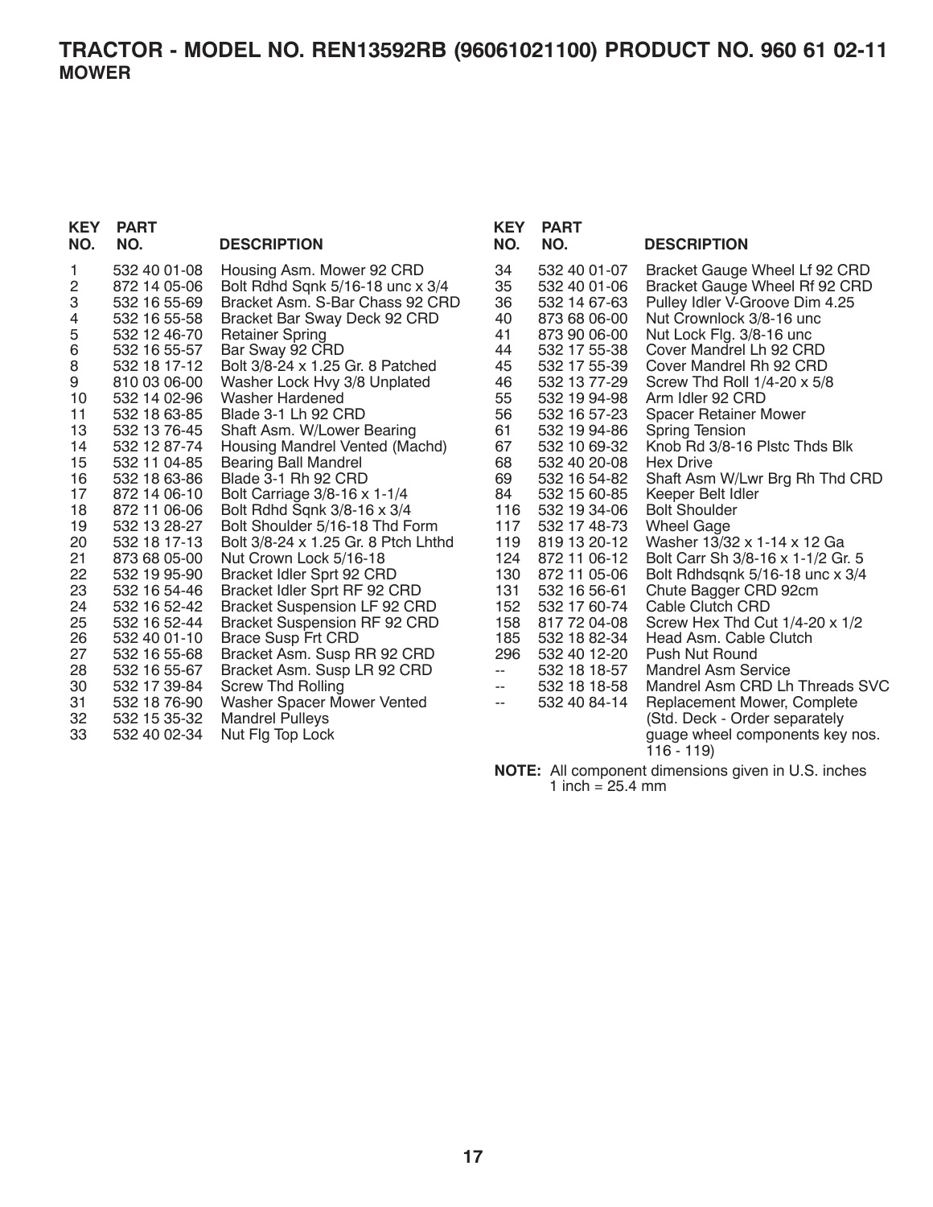# TRACTOR - MODEL NO. REN13592RB (96061021100) PRODUCT NO. 960 61 02-11

## MOWER

| KEY NO. | PART NO. | DESCRIPTION |
|---|---|---|
| 1 | 532 40 01-08 | Housing Asm. Mower 92 CRD |
| 2 | 872 14 05-06 | Bolt Rdhd Sqnk 5/16-18 unc x 3/4 |
| 3 | 532 16 55-69 | Bracket Asm. S-Bar Chass 92 CRD |
| 4 | 532 16 55-58 | Bracket Bar Sway Deck 92 CRD |
| 5 | 532 12 46-70 | Retainer Spring |
| 6 | 532 16 55-57 | Bar Sway 92 CRD |
| 8 | 532 18 17-12 | Bolt 3/8-24 x 1.25 Gr. 8 Patched |
| 9 | 810 03 06-00 | Washer Lock Hvy 3/8 Unplated |
| 10 | 532 14 02-96 | Washer Hardened |
| 11 | 532 18 63-85 | Blade 3-1 Lh 92 CRD |
| 13 | 532 13 76-45 | Shaft Asm. W/Lower Bearing |
| 14 | 532 12 87-74 | Housing Mandrel Vented (Machd) |
| 15 | 532 11 04-85 | Bearing Ball Mandrel |
| 16 | 532 18 63-86 | Blade 3-1 Rh 92 CRD |
| 17 | 872 14 06-10 | Bolt Carriage 3/8-16 x 1-1/4 |
| 18 | 872 11 06-06 | Bolt Rdhd Sqnk 3/8-16 x 3/4 |
| 19 | 532 13 28-27 | Bolt Shoulder 5/16-18 Thd Form |
| 20 | 532 18 17-13 | Bolt 3/8-24 x 1.25 Gr. 8 Ptch Lhthd |
| 21 | 873 68 05-00 | Nut Crown Lock 5/16-18 |
| 22 | 532 19 95-90 | Bracket Idler Sprt 92 CRD |
| 23 | 532 16 54-46 | Bracket Idler Sprt RF 92 CRD |
| 24 | 532 16 52-42 | Bracket Suspension LF 92 CRD |
| 25 | 532 16 52-44 | Bracket Suspension RF 92 CRD |
| 26 | 532 40 01-10 | Brace Susp Frt CRD |
| 27 | 532 16 55-68 | Bracket Asm. Susp RR 92 CRD |
| 28 | 532 16 55-67 | Bracket Asm. Susp LR 92 CRD |
| 30 | 532 17 39-84 | Screw Thd Rolling |
| 31 | 532 18 76-90 | Washer Spacer Mower Vented |
| 32 | 532 15 35-32 | Mandrel Pulleys |
| 33 | 532 40 02-34 | Nut Flg Top Lock |
| 34 | 532 40 01-07 | Bracket Gauge Wheel Lf 92 CRD |
| 35 | 532 40 01-06 | Bracket Gauge Wheel Rf 92 CRD |
| 36 | 532 14 67-63 | Pulley Idler V-Groove Dim 4.25 |
| 40 | 873 68 06-00 | Nut Crownlock 3/8-16 unc |
| 41 | 873 90 06-00 | Nut Lock Flg. 3/8-16 unc |
| 44 | 532 17 55-38 | Cover Mandrel Lh 92 CRD |
| 45 | 532 17 55-39 | Cover Mandrel Rh 92 CRD |
| 46 | 532 13 77-29 | Screw Thd Roll 1/4-20 x 5/8 |
| 55 | 532 19 94-98 | Arm Idler 92 CRD |
| 56 | 532 16 57-23 | Spacer Retainer Mower |
| 61 | 532 19 94-86 | Spring Tension |
| 67 | 532 10 69-32 | Knob Rd 3/8-16 Plstc Thds Blk |
| 68 | 532 40 20-08 | Hex Drive |
| 69 | 532 16 54-82 | Shaft Asm W/Lwr Brg Rh Thd CRD |
| 84 | 532 15 60-85 | Keeper Belt Idler |
| 116 | 532 19 34-06 | Bolt Shoulder |
| 117 | 532 17 48-73 | Wheel Gage |
| 119 | 819 13 20-12 | Washer 13/32 x 1-14 x 12 Ga |
| 124 | 872 11 06-12 | Bolt Carr Sh 3/8-16 x 1-1/2 Gr. 5 |
| 130 | 872 11 05-06 | Bolt Rdhdsqnk 5/16-18 unc x 3/4 |
| 131 | 532 16 56-61 | Chute Bagger CRD 92cm |
| 152 | 532 17 60-74 | Cable Clutch CRD |
| 158 | 817 72 04-08 | Screw Hex Thd Cut 1/4-20 x 1/2 |
| 185 | 532 18 82-34 | Head Asm. Cable Clutch |
| 296 | 532 40 12-20 | Push Nut Round |
| -- | 532 18 18-57 | Mandrel Asm Service |
| -- | 532 18 18-58 | Mandrel Asm CRD Lh Threads SVC |
| -- | 532 40 84-14 | Replacement Mower, Complete (Std. Deck - Order separately guage wheel components key nos. 116 - 119) |

**NOTE:** All component dimensions given in U.S. inches
1 inch = 25.4 mm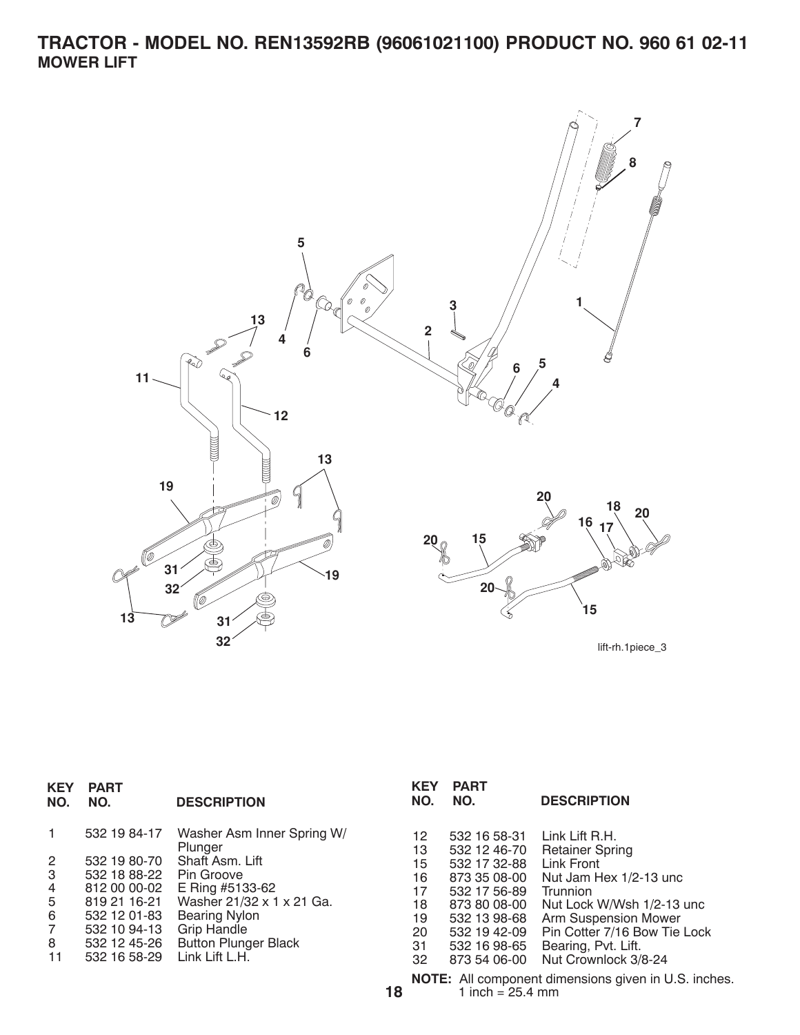# TRACTOR - MODEL NO. REN13592RB (96061021100) PRODUCT NO. 960 61 02-11

## MOWER LIFT

lift-rh.1piece_3

| KEY NO. | PART NO. | DESCRIPTION |
|---|---|---|
| 1 | 532 19 84-17 | Washer Asm Inner Spring W/ Plunger |
| 2 | 532 19 80-70 | Shaft Asm. Lift |
| 3 | 532 18 88-22 | Pin Groove |
| 4 | 812 00 00-02 | E Ring #5133-62 |
| 5 | 819 21 16-21 | Washer 21/32 x 1 x 21 Ga. |
| 6 | 532 12 01-83 | Bearing Nylon |
| 7 | 532 10 94-13 | Grip Handle |
| 8 | 532 12 45-26 | Button Plunger Black |
| 11 | 532 16 58-29 | Link Lift L.H. |
| 12 | 532 16 58-31 | Link Lift R.H. |
| 13 | 532 12 46-70 | Retainer Spring |
| 15 | 532 17 32-88 | Link Front |
| 16 | 873 35 08-00 | Nut Jam Hex 1/2-13 unc |
| 17 | 532 17 56-89 | Trunnion |
| 18 | 873 80 08-00 | Nut Lock W/Wsh 1/2-13 unc |
| 19 | 532 13 98-68 | Arm Suspension Mower |
| 20 | 532 19 42-09 | Pin Cotter 7/16 Bow Tie Lock |
| 31 | 532 16 98-65 | Bearing, Pvt. Lift. |
| 32 | 873 54 06-00 | Nut Crownlock 3/8-24 |

**NOTE:** All component dimensions given in U.S. inches.
1 inch = 25.4 mm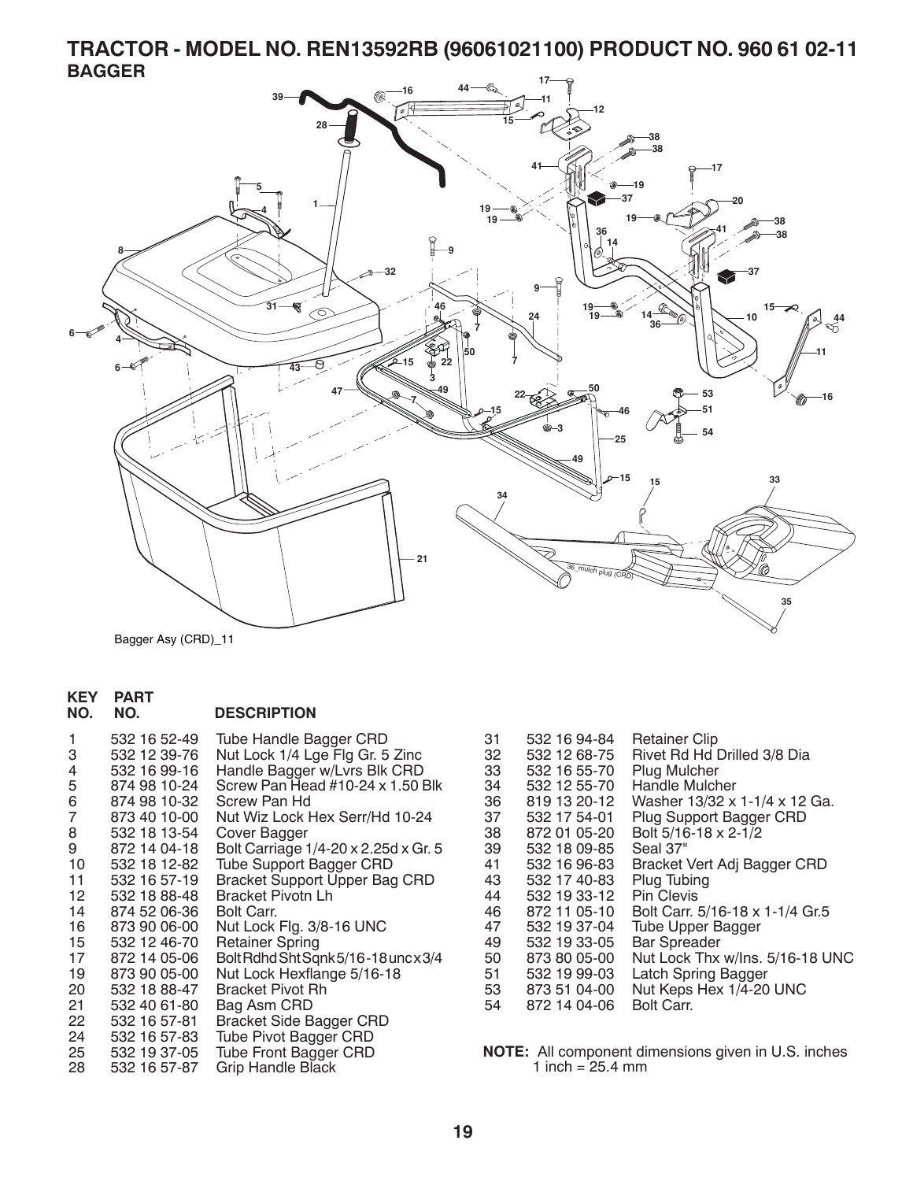# TRACTOR - MODEL NO. REN13592RB (96061021100) PRODUCT NO. 960 61 02-11

## BAGGER

Bagger Asy (CRD)_11

| KEY NO. | PART NO. | DESCRIPTION |
|---|---|---|
| 1 | 532 16 52-49 | Tube Handle Bagger CRD |
| 3 | 532 12 39-76 | Nut Lock 1/4 Lge Flg Gr. 5 Zinc |
| 4 | 532 16 99-16 | Handle Bagger w/Lvrs Blk CRD |
| 5 | 874 98 10-24 | Screw Pan Head #10-24 x 1.50 Blk |
| 6 | 874 98 10-32 | Screw Pan Hd |
| 7 | 873 40 10-00 | Nut Wiz Lock Hex Serr/Hd 10-24 |
| 8 | 532 18 13-54 | Cover Bagger |
| 9 | 872 14 04-18 | Bolt Carriage 1/4-20 x 2.25d x Gr. 5 |
| 10 | 532 18 12-82 | Tube Support Bagger CRD |
| 11 | 532 16 57-19 | Bracket Support Upper Bag CRD |
| 12 | 532 18 88-48 | Bracket Pivotn Lh |
| 14 | 874 52 06-36 | Bolt Carr. |
| 16 | 873 90 06-00 | Nut Lock Flg. 3/8-16 UNC |
| 15 | 532 12 46-70 | Retainer Spring |
| 17 | 872 14 05-06 | Bolt Rdhd Sht Sqnk 5/16-18 unc x 3/4 |
| 19 | 873 90 05-00 | Nut Lock Hexflange 5/16-18 |
| 20 | 532 18 88-47 | Bracket Pivot Rh |
| 21 | 532 40 61-80 | Bag Asm CRD |
| 22 | 532 16 57-81 | Bracket Side Bagger CRD |
| 24 | 532 16 57-83 | Tube Pivot Bagger CRD |
| 25 | 532 19 37-05 | Tube Front Bagger CRD |
| 28 | 532 16 57-87 | Grip Handle Black |
| 31 | 532 16 94-84 | Retainer Clip |
| 32 | 532 12 68-75 | Rivet Rd Hd Drilled 3/8 Dia |
| 33 | 532 16 55-70 | Plug Mulcher |
| 34 | 532 12 55-70 | Handle Mulcher |
| 36 | 819 13 20-12 | Washer 13/32 x 1-1/4 x 12 Ga. |
| 37 | 532 17 54-01 | Plug Support Bagger CRD |
| 38 | 872 01 05-20 | Bolt 5/16-18 x 2-1/2 |
| 39 | 532 18 09-85 | Seal 37" |
| 41 | 532 16 96-83 | Bracket Vert Adj Bagger CRD |
| 43 | 532 17 40-83 | Plug Tubing |
| 44 | 532 19 33-12 | Pin Clevis |
| 46 | 872 11 05-10 | Bolt Carr. 5/16-18 x 1-1/4 Gr.5 |
| 47 | 532 19 37-04 | Tube Upper Bagger |
| 49 | 532 19 33-05 | Bar Spreader |
| 50 | 873 80 05-00 | Nut Lock Thx w/Ins. 5/16-18 UNC |
| 51 | 532 19 99-03 | Latch Spring Bagger |
| 53 | 873 51 04-00 | Nut Keps Hex 1/4-20 UNC |
| 54 | 872 14 04-06 | Bolt Carr. |

**NOTE:** All component dimensions given in U.S. inches
1 inch = 25.4 mm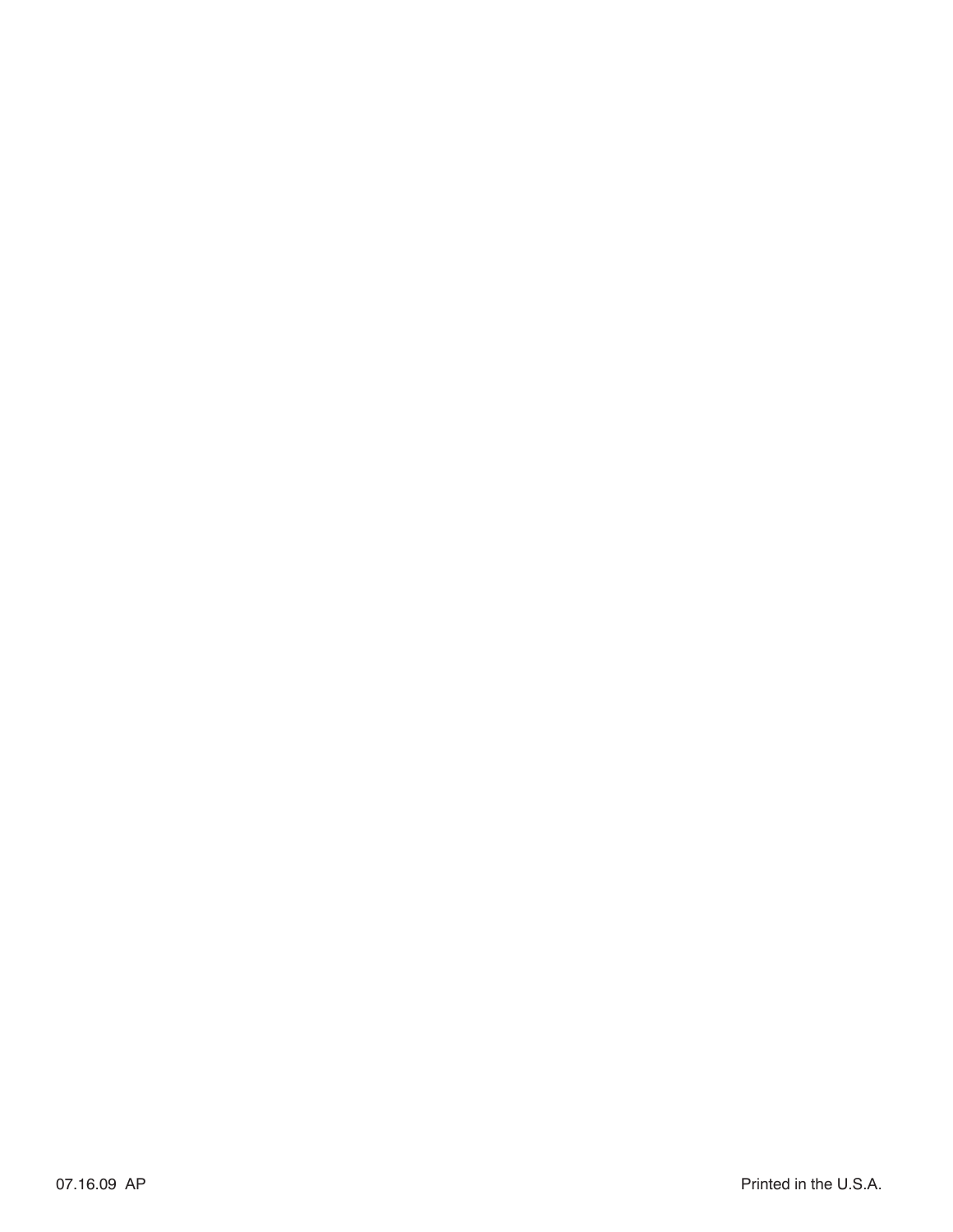07.16.09 AP

Printed in the U.S.A.